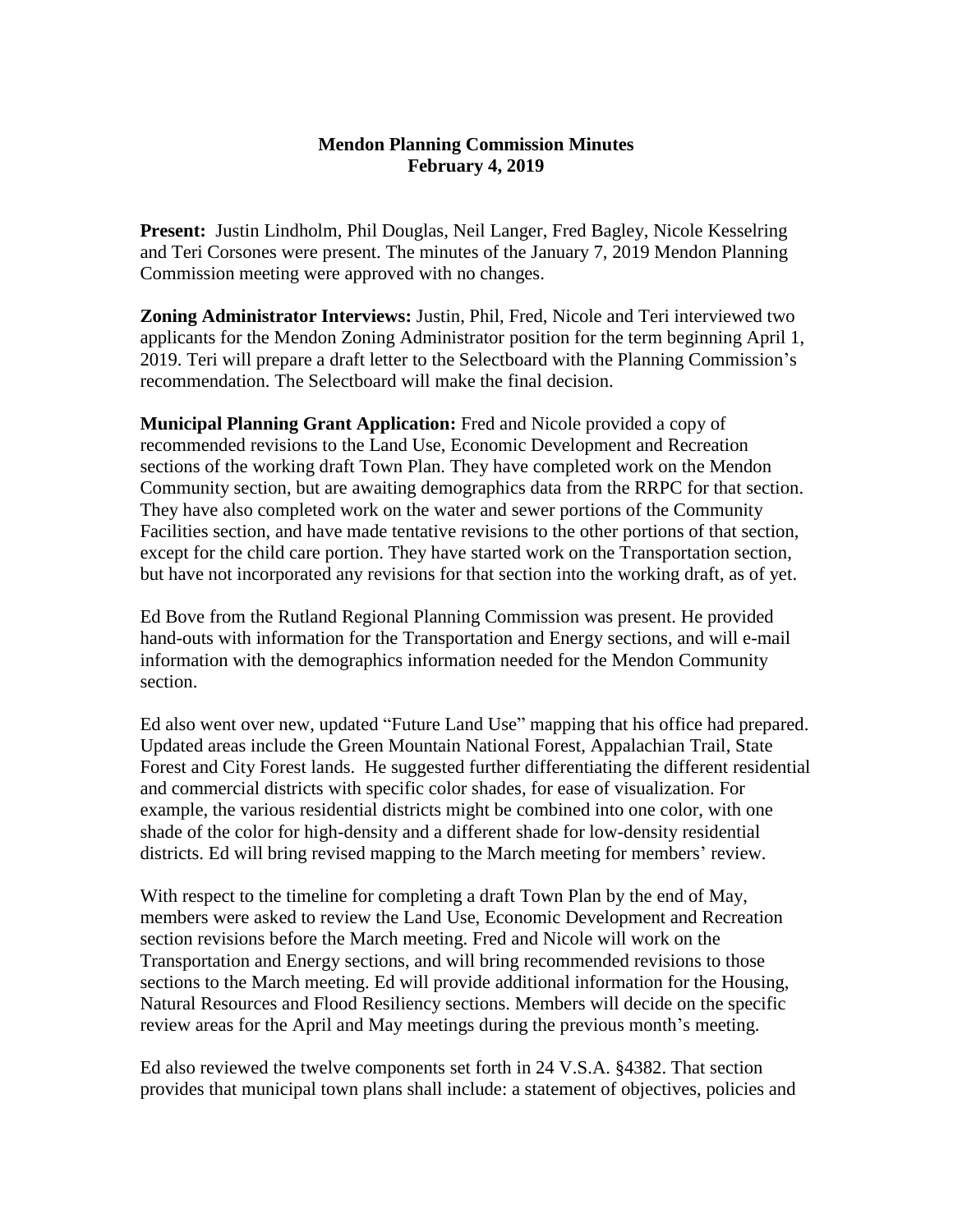**Mendon Planning Commission Minutes**
**February 4, 2019**

**Present:** Justin Lindholm, Phil Douglas, Neil Langer, Fred Bagley, Nicole Kesselring and Teri Corsones were present. The minutes of the January 7, 2019 Mendon Planning Commission meeting were approved with no changes.

**Zoning Administrator Interviews:** Justin, Phil, Fred, Nicole and Teri interviewed two applicants for the Mendon Zoning Administrator position for the term beginning April 1, 2019. Teri will prepare a draft letter to the Selectboard with the Planning Commission's recommendation. The Selectboard will make the final decision.

**Municipal Planning Grant Application:** Fred and Nicole provided a copy of recommended revisions to the Land Use, Economic Development and Recreation sections of the working draft Town Plan. They have completed work on the Mendon Community section, but are awaiting demographics data from the RRPC for that section. They have also completed work on the water and sewer portions of the Community Facilities section, and have made tentative revisions to the other portions of that section, except for the child care portion. They have started work on the Transportation section, but have not incorporated any revisions for that section into the working draft, as of yet.

Ed Bove from the Rutland Regional Planning Commission was present. He provided hand-outs with information for the Transportation and Energy sections, and will e-mail information with the demographics information needed for the Mendon Community section.

Ed also went over new, updated "Future Land Use" mapping that his office had prepared. Updated areas include the Green Mountain National Forest, Appalachian Trail, State Forest and City Forest lands. He suggested further differentiating the different residential and commercial districts with specific color shades, for ease of visualization. For example, the various residential districts might be combined into one color, with one shade of the color for high-density and a different shade for low-density residential districts. Ed will bring revised mapping to the March meeting for members' review.

With respect to the timeline for completing a draft Town Plan by the end of May, members were asked to review the Land Use, Economic Development and Recreation section revisions before the March meeting. Fred and Nicole will work on the Transportation and Energy sections, and will bring recommended revisions to those sections to the March meeting. Ed will provide additional information for the Housing, Natural Resources and Flood Resiliency sections. Members will decide on the specific review areas for the April and May meetings during the previous month's meeting.

Ed also reviewed the twelve components set forth in 24 V.S.A. §4382. That section provides that municipal town plans shall include: a statement of objectives, policies and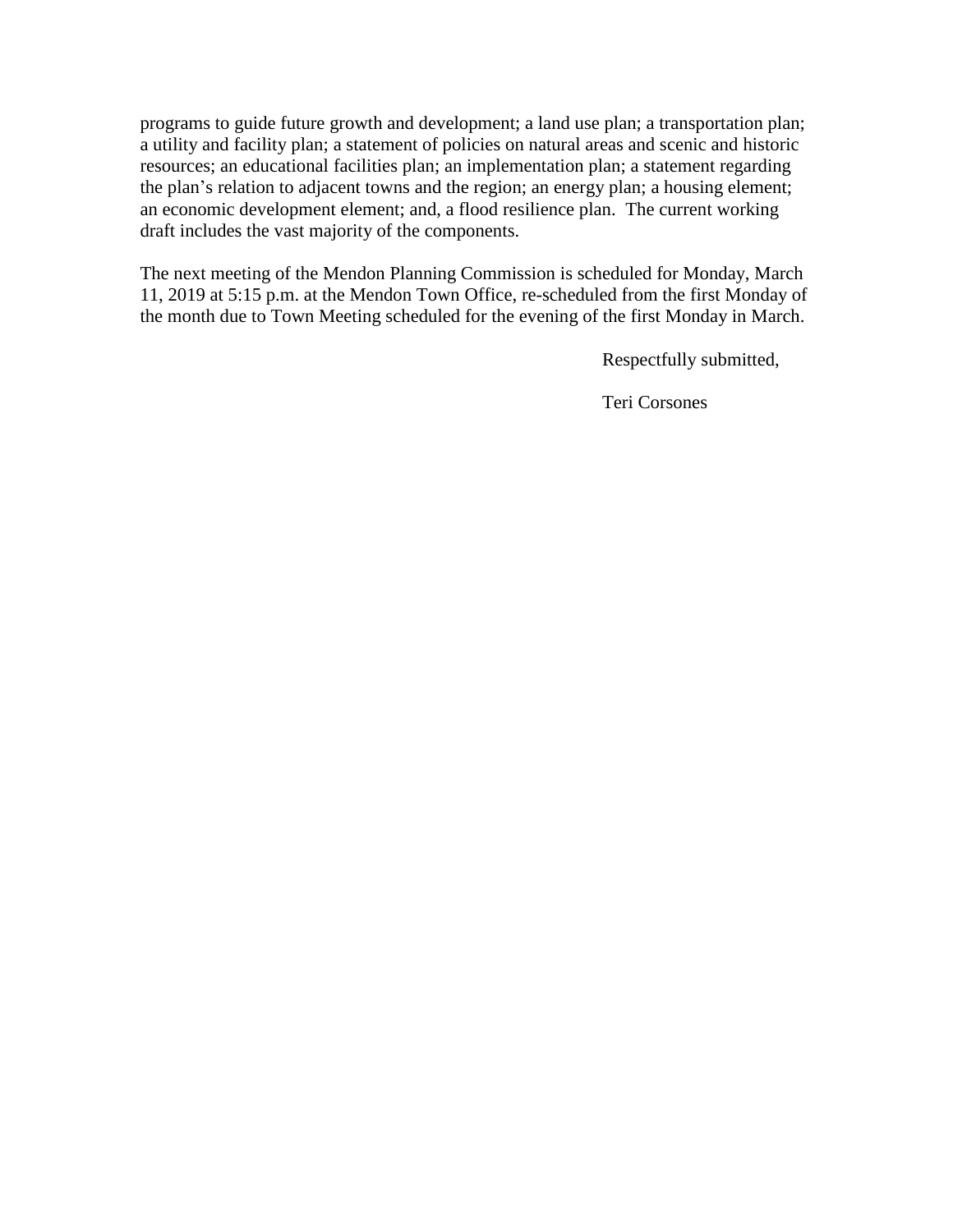programs to guide future growth and development; a land use plan; a transportation plan; a utility and facility plan; a statement of policies on natural areas and scenic and historic resources; an educational facilities plan; an implementation plan; a statement regarding the plan's relation to adjacent towns and the region; an energy plan; a housing element; an economic development element; and, a flood resilience plan. The current working draft includes the vast majority of the components.

The next meeting of the Mendon Planning Commission is scheduled for Monday, March 11, 2019 at 5:15 p.m. at the Mendon Town Office, re-scheduled from the first Monday of the month due to Town Meeting scheduled for the evening of the first Monday in March.

Respectfully submitted,

Teri Corsones